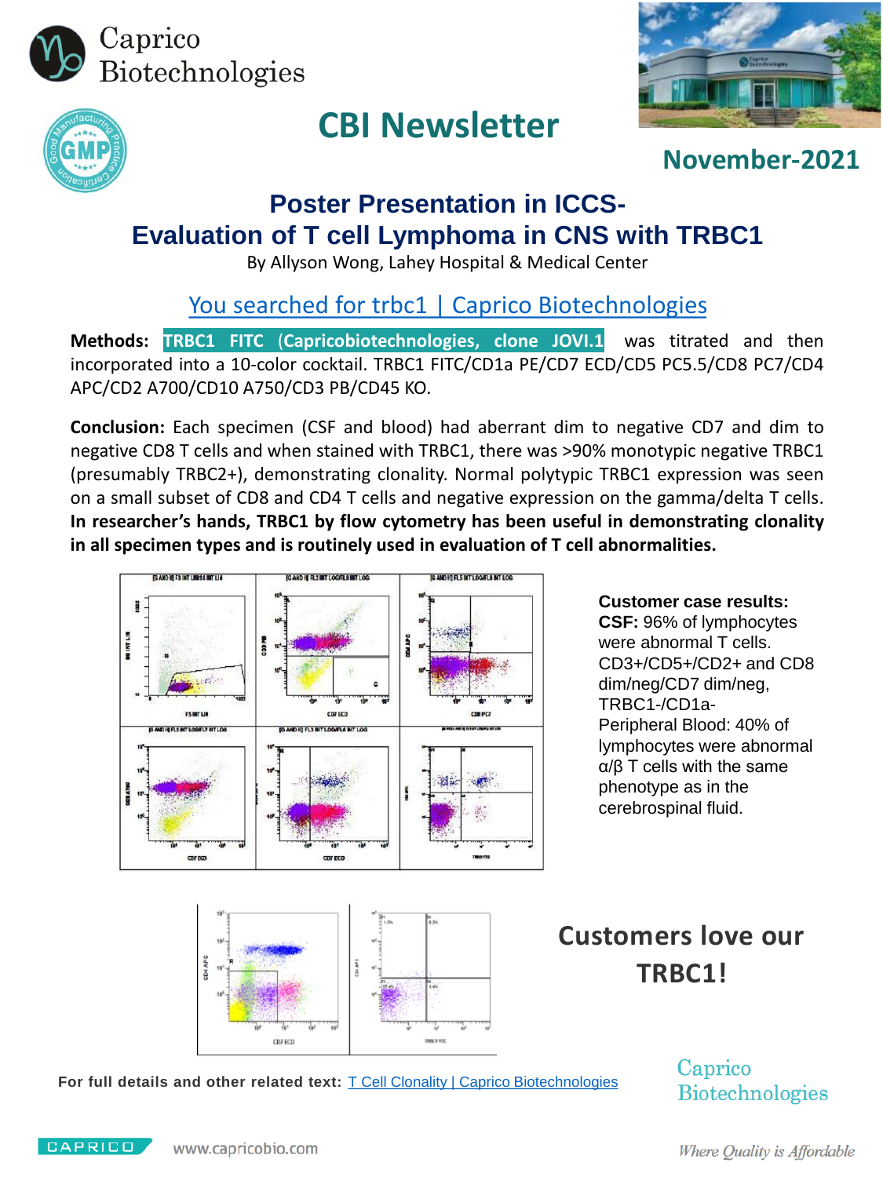Caprico Biotechnologies

# CBI Newsletter

November-2021

## Poster Presentation in ICCS- Evaluation of T cell Lymphoma in CNS with TRBC1

By Allyson Wong, Lahey Hospital & Medical Center

You searched for trbc1 | Caprico Biotechnologies

**Methods:** TRBC1 FITC (Capricobiotechnologies, clone JOVI.1 was titrated and then incorporated into a 10-color cocktail. TRBC1 FITC/CD1a PE/CD7 ECD/CD5 PC5.5/CD8 PC7/CD4 APC/CD2 A700/CD10 A750/CD3 PB/CD45 KO.

**Conclusion:** Each specimen (CSF and blood) had aberrant dim to negative CD7 and dim to negative CD8 T cells and when stained with TRBC1, there was >90% monotypic negative TRBC1 (presumably TRBC2+), demonstrating clonality. Normal polytypic TRBC1 expression was seen on a small subset of CD8 and CD4 T cells and negative expression on the gamma/delta T cells. **In researcher's hands, TRBC1 by flow cytometry has been useful in demonstrating clonality in all specimen types and is routinely used in evaluation of T cell abnormalities.**

**Customer case results:**
**CSF:** 96% of lymphocytes were abnormal T cells. CD3+/CD5+/CD2+ and CD8 dim/neg/CD7 dim/neg, TRBC1-/CD1a-
Peripheral Blood: 40% of lymphocytes were abnormal α/β T cells with the same phenotype as in the cerebrospinal fluid.

## Customers love our TRBC1!

For full details and other related text: T Cell Clonality | Caprico Biotechnologies

Caprico Biotechnologies

www.capricobio.com

*Where Quality is Affordable*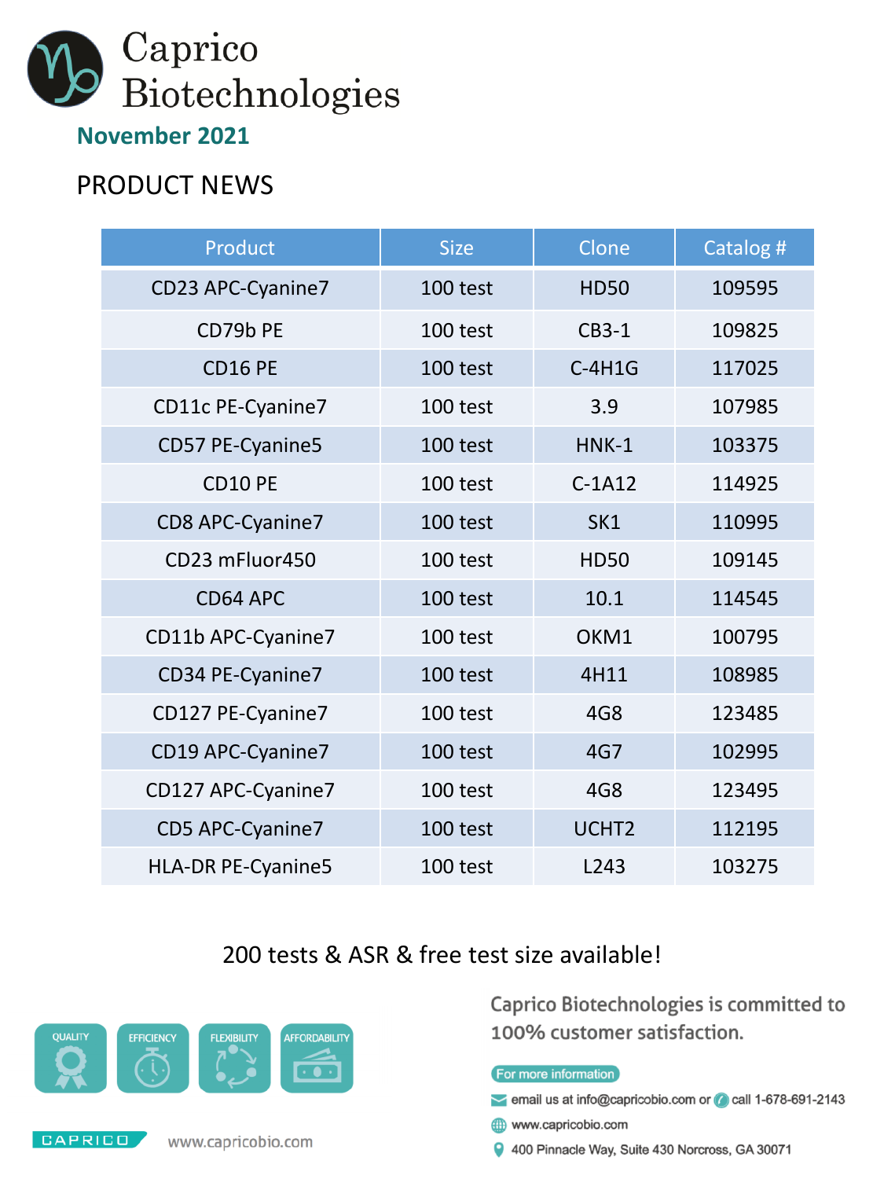# Caprico Biotechnologies

## November 2021

## PRODUCT NEWS

| Product | Size | Clone | Catalog # |
|---|---|---|---|
| CD23 APC-Cyanine7 | 100 test | HD50 | 109595 |
| CD79b PE | 100 test | CB3-1 | 109825 |
| CD16 PE | 100 test | C-4H1G | 117025 |
| CD11c PE-Cyanine7 | 100 test | 3.9 | 107985 |
| CD57 PE-Cyanine5 | 100 test | HNK-1 | 103375 |
| CD10 PE | 100 test | C-1A12 | 114925 |
| CD8 APC-Cyanine7 | 100 test | SK1 | 110995 |
| CD23 mFluor450 | 100 test | HD50 | 109145 |
| CD64 APC | 100 test | 10.1 | 114545 |
| CD11b APC-Cyanine7 | 100 test | OKM1 | 100795 |
| CD34 PE-Cyanine7 | 100 test | 4H11 | 108985 |
| CD127 PE-Cyanine7 | 100 test | 4G8 | 123485 |
| CD19 APC-Cyanine7 | 100 test | 4G7 | 102995 |
| CD127 APC-Cyanine7 | 100 test | 4G8 | 123495 |
| CD5 APC-Cyanine7 | 100 test | UCHT2 | 112195 |
| HLA-DR PE-Cyanine5 | 100 test | L243 | 103275 |

200 tests & ASR & free test size available!

QUALITY EFFICIENCY FLEXIBILITY AFFORDABILITY

Caprico Biotechnologies is committed to 100% customer satisfaction.

For more information

email us at info@capricobio.com or call 1-678-691-2143

www.capricobio.com

400 Pinnacle Way, Suite 430 Norcross, GA 30071

CAPRICO www.capricobio.com